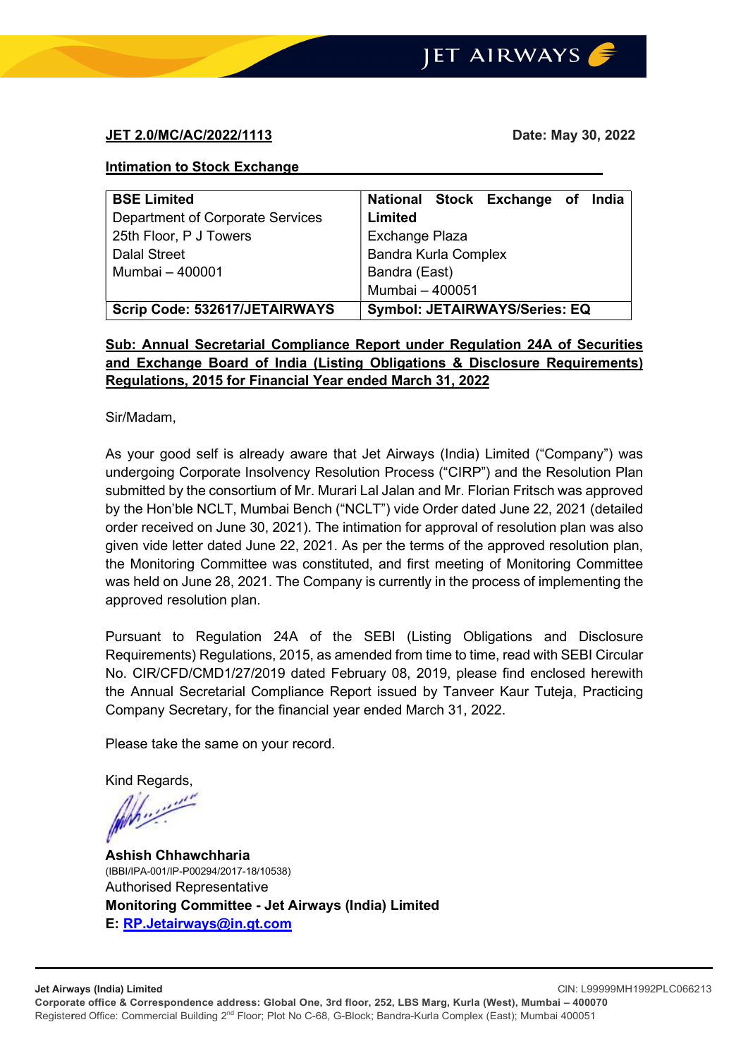**JET 2.0/MC/AC/2022/1113** **Date: May 30, 2022**

**Intimation to Stock Exchange**

| **BSE Limited**<br>Department of Corporate Services<br>25th Floor, P J Towers<br>Dalal Street<br>Mumbai – 400001 | **National Stock Exchange of India Limited**<br>Exchange Plaza<br>Bandra Kurla Complex<br>Bandra (East)<br>Mumbai – 400051 |
|---|---|
| **Scrip Code: 532617/JETAIRWAYS** | **Symbol: JETAIRWAYS/Series: EQ** |

**Sub: Annual Secretarial Compliance Report under Regulation 24A of Securities and Exchange Board of India (Listing Obligations & Disclosure Requirements) Regulations, 2015 for Financial Year ended March 31, 2022**

Sir/Madam,

As your good self is already aware that Jet Airways (India) Limited ("Company") was undergoing Corporate Insolvency Resolution Process ("CIRP") and the Resolution Plan submitted by the consortium of Mr. Murari Lal Jalan and Mr. Florian Fritsch was approved by the Hon'ble NCLT, Mumbai Bench ("NCLT") vide Order dated June 22, 2021 (detailed order received on June 30, 2021). The intimation for approval of resolution plan was also given vide letter dated June 22, 2021. As per the terms of the approved resolution plan, the Monitoring Committee was constituted, and first meeting of Monitoring Committee was held on June 28, 2021. The Company is currently in the process of implementing the approved resolution plan.

Pursuant to Regulation 24A of the SEBI (Listing Obligations and Disclosure Requirements) Regulations, 2015, as amended from time to time, read with SEBI Circular No. CIR/CFD/CMD1/27/2019 dated February 08, 2019, please find enclosed herewith the Annual Secretarial Compliance Report issued by Tanveer Kaur Tuteja, Practicing Company Secretary, for the financial year ended March 31, 2022.

Please take the same on your record.

Kind Regards,

**Ashish Chhawchharia**
(IBBI/IPA-001/IP-P00294/2017-18/10538)
Authorised Representative
**Monitoring Committee - Jet Airways (India) Limited**
**E: RP.Jetairways@in.gt.com**

**Jet Airways (India) Limited** CIN: L99999MH1992PLC066213
**Corporate office & Correspondence address: Global One, 3rd floor, 252, LBS Marg, Kurla (West), Mumbai – 400070**
Registered Office: Commercial Building 2nd Floor; Plot No C-68, G-Block; Bandra-Kurla Complex (East); Mumbai 400051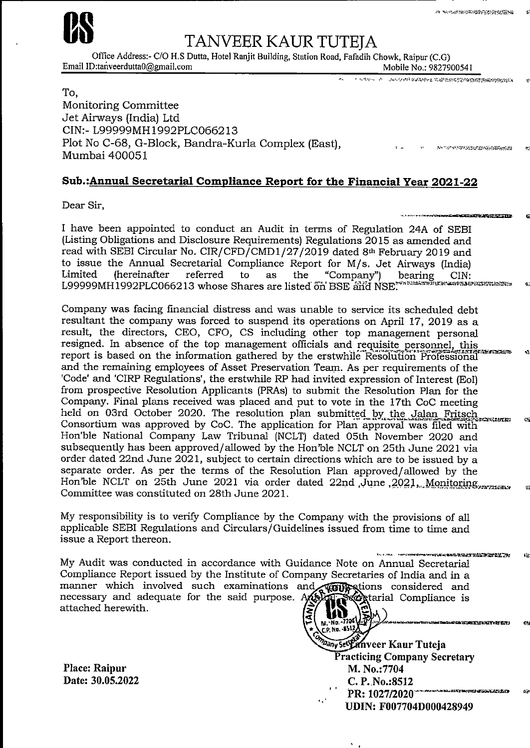# TANVEER KAUR TUTEJA

Office Address:- C/O H.S Dutta, Hotel Ranjit Building, Station Road, Fafadih Chowk, Raipur (C.G)
Email ID:tanveerdutta0@gmail.com Mobile No.: 9827900541

To,
Monitoring Committee
Jet Airways (India) Ltd
CIN:- L99999MH1992PLC066213
Plot No C-68, G-Block, Bandra-Kurla Complex (East),
Mumbai 400051

**Sub.:Annual Secretarial Compliance Report for the Financial Year 2021-22**

Dear Sir,

I have been appointed to conduct an Audit in terms of Regulation 24A of SEBI (Listing Obligations and Disclosure Requirements) Regulations 2015 as amended and read with SEBI Circular No. CIR/CFD/CMD1/27/2019 dated 8th February 2019 and to issue the Annual Secretarial Compliance Report for M/s. Jet Airways (India) Limited (hereinafter referred to as the "Company") bearing CIN: L99999MH1992PLC066213 whose Shares are listed on BSE and NSE.

Company was facing financial distress and was unable to service its scheduled debt resultant the company was forced to suspend its operations on April 17, 2019 as a result, the directors, CEO, CFO, CS including other top management personal resigned. In absence of the top management officials and requisite personnel, this report is based on the information gathered by the erstwhile Resolution Professional and the remaining employees of Asset Preservation Team. As per requirements of the 'Code' and 'CIRP Regulations', the erstwhile RP had invited expression of Interest (EoI) from prospective Resolution Applicants (PRAs) to submit the Resolution Plan for the Company. Final plans received was placed and put to vote in the 17th CoC meeting held on 03rd October 2020. The resolution plan submitted by the Jalan Fritsch Consortium was approved by CoC. The application for Plan approval was filed with Hon'ble National Company Law Tribunal (NCLT) dated 05th November 2020 and subsequently has been approved/allowed by the Hon'ble NCLT on 25th June 2021 via order dated 22nd June 2021, subject to certain directions which are to be issued by a separate order. As per the terms of the Resolution Plan approved/allowed by the Hon'ble NCLT on 25th June 2021 via order dated 22nd June ,2021, Monitoring Committee was constituted on 28th June 2021.

My responsibility is to verify Compliance by the Company with the provisions of all applicable SEBI Regulations and Circulars/Guidelines issued from time to time and issue a Report thereon.

My Audit was conducted in accordance with Guidance Note on Annual Secretarial Compliance Report issued by the Institute of Company Secretaries of India and in a manner which involved such examinations and verifications considered and necessary and adequate for the said purpose. Annual Secretarial Compliance is attached herewith.

**Place: Raipur**
**Date: 30.05.2022**

**Tanveer Kaur Tuteja**
**Practicing Company Secretary**
**M. No.:7704**
**C. P. No.:8512**
**PR: 1027/2020**
**UDIN: F007704D000428949**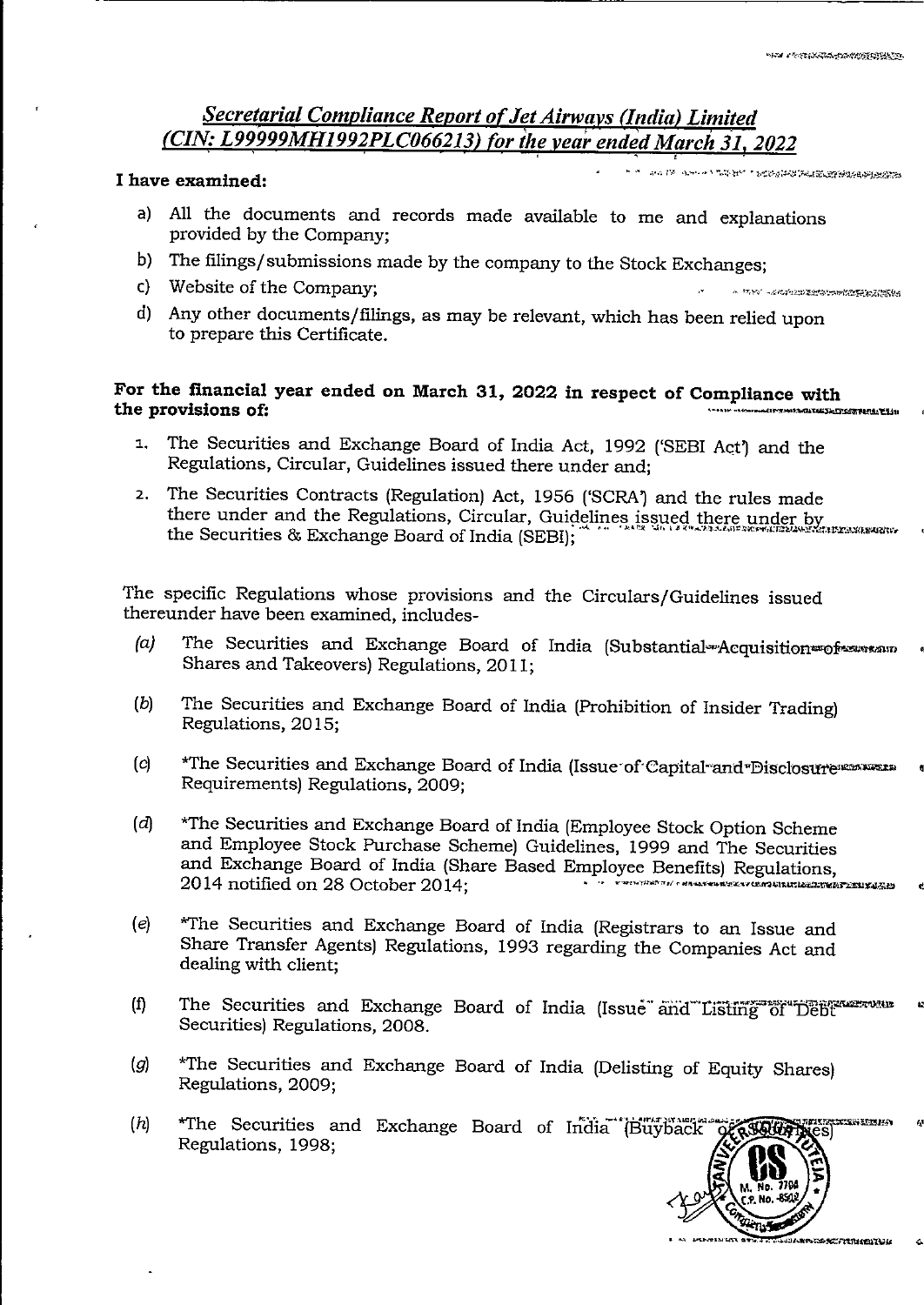## *Secretarial Compliance Report of Jet Airways (India) Limited (CIN: L99999MH1992PLC066213) for the year ended March 31, 2022*

**I have examined:**

a) All the documents and records made available to me and explanations provided by the Company;

b) The filings/submissions made by the company to the Stock Exchanges;

c) Website of the Company;

d) Any other documents/filings, as may be relevant, which has been relied upon to prepare this Certificate.

**For the financial year ended on March 31, 2022 in respect of Compliance with the provisions of:**

1. The Securities and Exchange Board of India Act, 1992 ('SEBI Act') and the Regulations, Circular, Guidelines issued there under and;
2. The Securities Contracts (Regulation) Act, 1956 ('SCRA') and the rules made there under and the Regulations, Circular, Guidelines issued there under by the Securities & Exchange Board of India (SEBI);

The specific Regulations whose provisions and the Circulars/Guidelines issued thereunder have been examined, includes-

*(a)* The Securities and Exchange Board of India (Substantial Acquisition of Shares and Takeovers) Regulations, 2011;

*(b)* The Securities and Exchange Board of India (Prohibition of Insider Trading) Regulations, 2015;

*(c)* *The Securities and Exchange Board of India (Issue of Capital and Disclosure Requirements) Regulations, 2009;

*(d)* *The Securities and Exchange Board of India (Employee Stock Option Scheme and Employee Stock Purchase Scheme) Guidelines, 1999 and The Securities and Exchange Board of India (Share Based Employee Benefits) Regulations, 2014 notified on 28 October 2014;

*(e)* *The Securities and Exchange Board of India (Registrars to an Issue and Share Transfer Agents) Regulations, 1993 regarding the Companies Act and dealing with client;

*(f)* The Securities and Exchange Board of India (Issue and Listing of Debt Securities) Regulations, 2008.

*(g)* *The Securities and Exchange Board of India (Delisting of Equity Shares) Regulations, 2009;

*(h)* *The Securities and Exchange Board of India (Buyback of Securities) Regulations, 1998;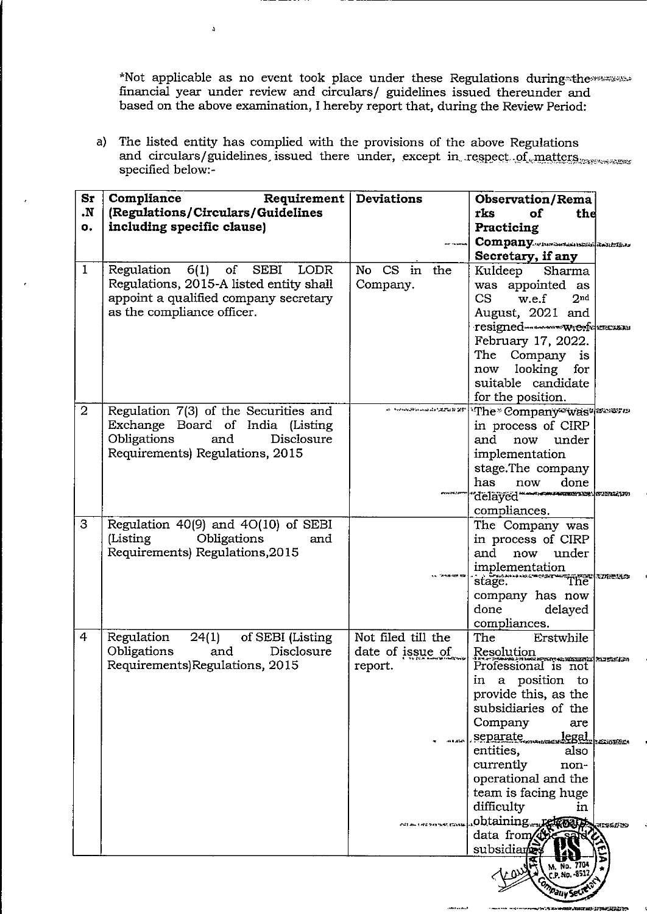*Not applicable as no event took place under these Regulations during the financial year under review and circulars/ guidelines issued thereunder and based on the above examination, I hereby report that, during the Review Period:

a) The listed entity has complied with the provisions of the above Regulations and circulars/guidelines issued there under, except in respect of matters specified below:-

| Sr.No. | Compliance Requirement (Regulations/Circulars/Guidelines including specific clause) | Deviations | Observation/Remarks of the Practicing Company Secretary, if any |
|---|---|---|---|
| 1 | Regulation 6(1) of SEBI LODR Regulations, 2015-A listed entity shall appoint a qualified company secretary as the compliance officer. | No CS in the Company. | Kuldeep Sharma was appointed as CS w.e.f 2nd August, 2021 and resigned w.e.f February 17, 2022. The Company is now looking for suitable candidate for the position. |
| 2 | Regulation 7(3) of the Securities and Exchange Board of India (Listing Obligations and Disclosure Requirements) Regulations, 2015 | | The Company was in process of CIRP and now under implementation stage.The company has now done delayed compliances. |
| 3 | Regulation 40(9) and 40(10) of SEBI (Listing Obligations and Requirements) Regulations,2015 | | The Company was in process of CIRP and now under implementation stage. The company has now done delayed compliances. |
| 4 | Regulation 24(1) of SEBI (Listing Obligations and Disclosure Requirements)Regulations, 2015 | Not filed till the date of issue of report. | The Erstwhile Resolution Professional is not in a position to provide this, as the subsidiaries of the Company are separate legal entities, also currently non-operational and the team is facing huge difficulty in obtaining relevant data from the said subsidiaries |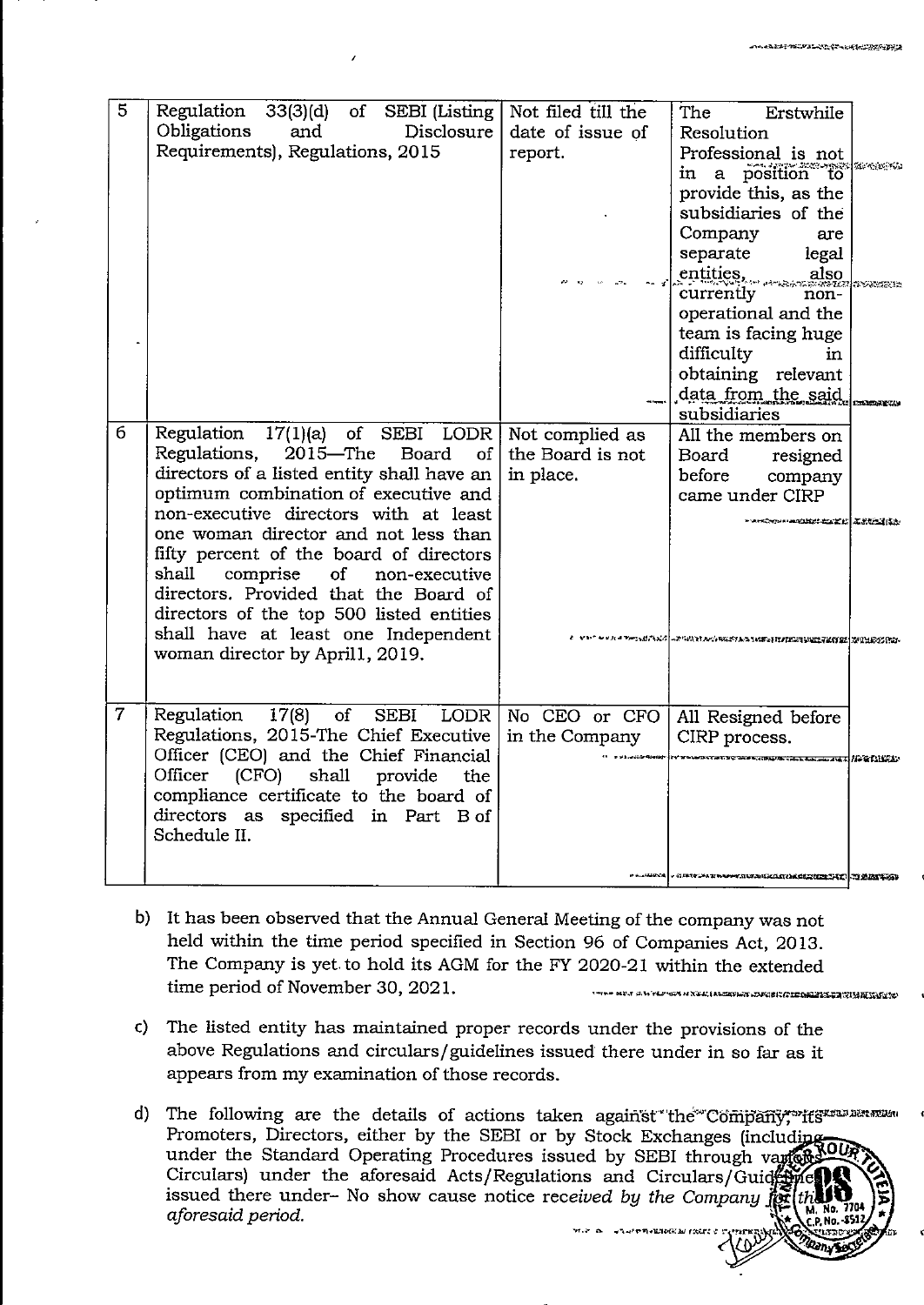| | | | |
|---|---|---|---|
| 5 | Regulation 33(3)(d) of SEBI (Listing Obligations and Disclosure Requirements), Regulations, 2015 | Not filed till the date of issue of report. | The Erstwhile Resolution Professional is not in a position to provide this, as the subsidiaries of the Company are separate legal entities, also currently non-operational and the team is facing huge difficulty in obtaining relevant data from the said subsidiaries |
| 6 | Regulation 17(1)(a) of SEBI LODR Regulations, 2015—The Board of directors of a listed entity shall have an optimum combination of executive and non-executive directors with at least one woman director and not less than fifty percent of the board of directors shall comprise of non-executive directors. Provided that the Board of directors of the top 500 listed entities shall have at least one Independent woman director by April1, 2019. | Not complied as the Board is not in place. | All the members on Board resigned before company came under CIRP |
| 7 | Regulation 17(8) of SEBI LODR Regulations, 2015-The Chief Executive Officer (CEO) and the Chief Financial Officer (CFO) shall provide the compliance certificate to the board of directors as specified in Part B of Schedule II. | No CEO or CFO in the Company | All Resigned before CIRP process. |

b) It has been observed that the Annual General Meeting of the company was not held within the time period specified in Section 96 of Companies Act, 2013. The Company is yet to hold its AGM for the FY 2020-21 within the extended time period of November 30, 2021.

c) The listed entity has maintained proper records under the provisions of the above Regulations and circulars/guidelines issued there under in so far as it appears from my examination of those records.

d) The following are the details of actions taken against the Company, its Promoters, Directors, either by the SEBI or by Stock Exchanges (including under the Standard Operating Procedures issued by SEBI through various Circulars) under the aforesaid Acts/Regulations and Circulars/Guidelines issued there under– No show cause notice *received by the Company for the aforesaid period.*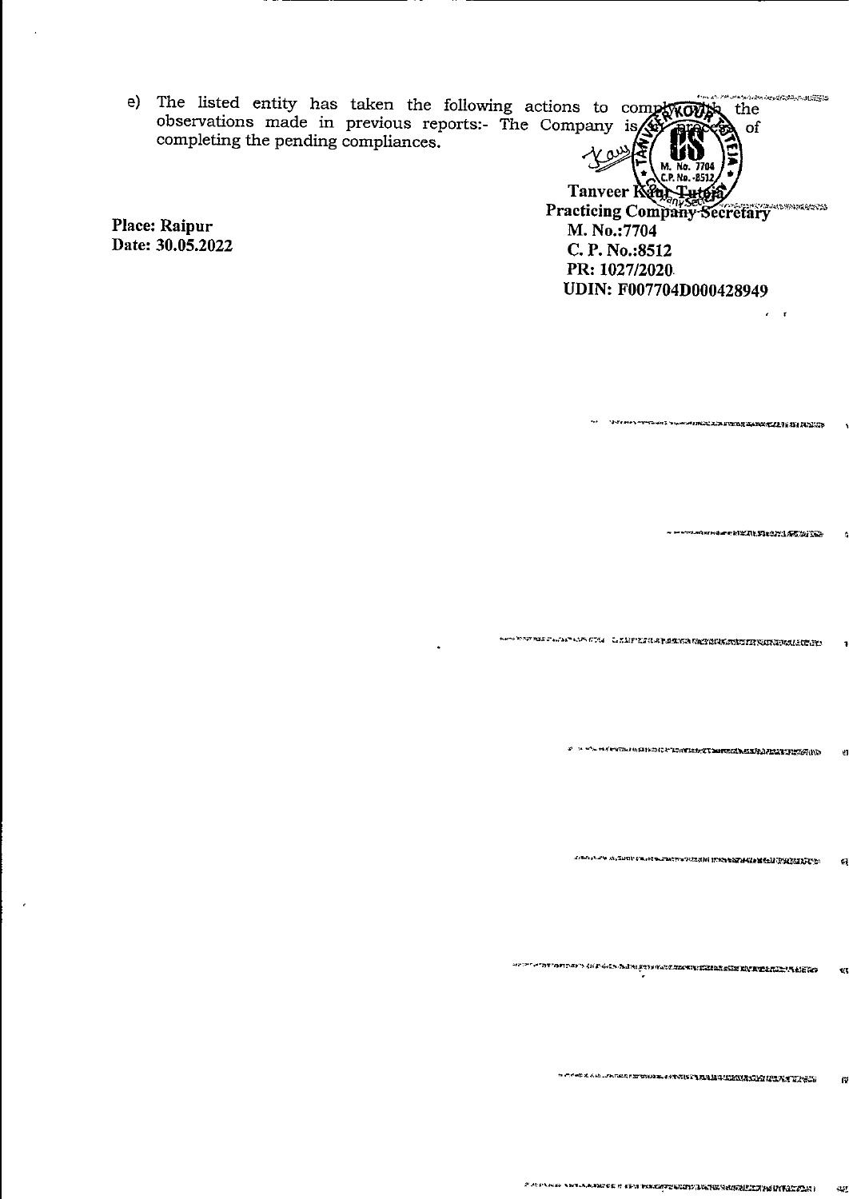e) The listed entity has taken the following actions to comply with the observations made in previous reports:- The Company is in process of completing the pending compliances.

**Place: Raipur**
**Date: 30.05.2022**

**Tanveer Kaur Tuteja**
**Practicing Company Secretary**
**M. No.:7704**
**C. P. No.:8512**
**PR: 1027/2020**
**UDIN: F007704D000428949**